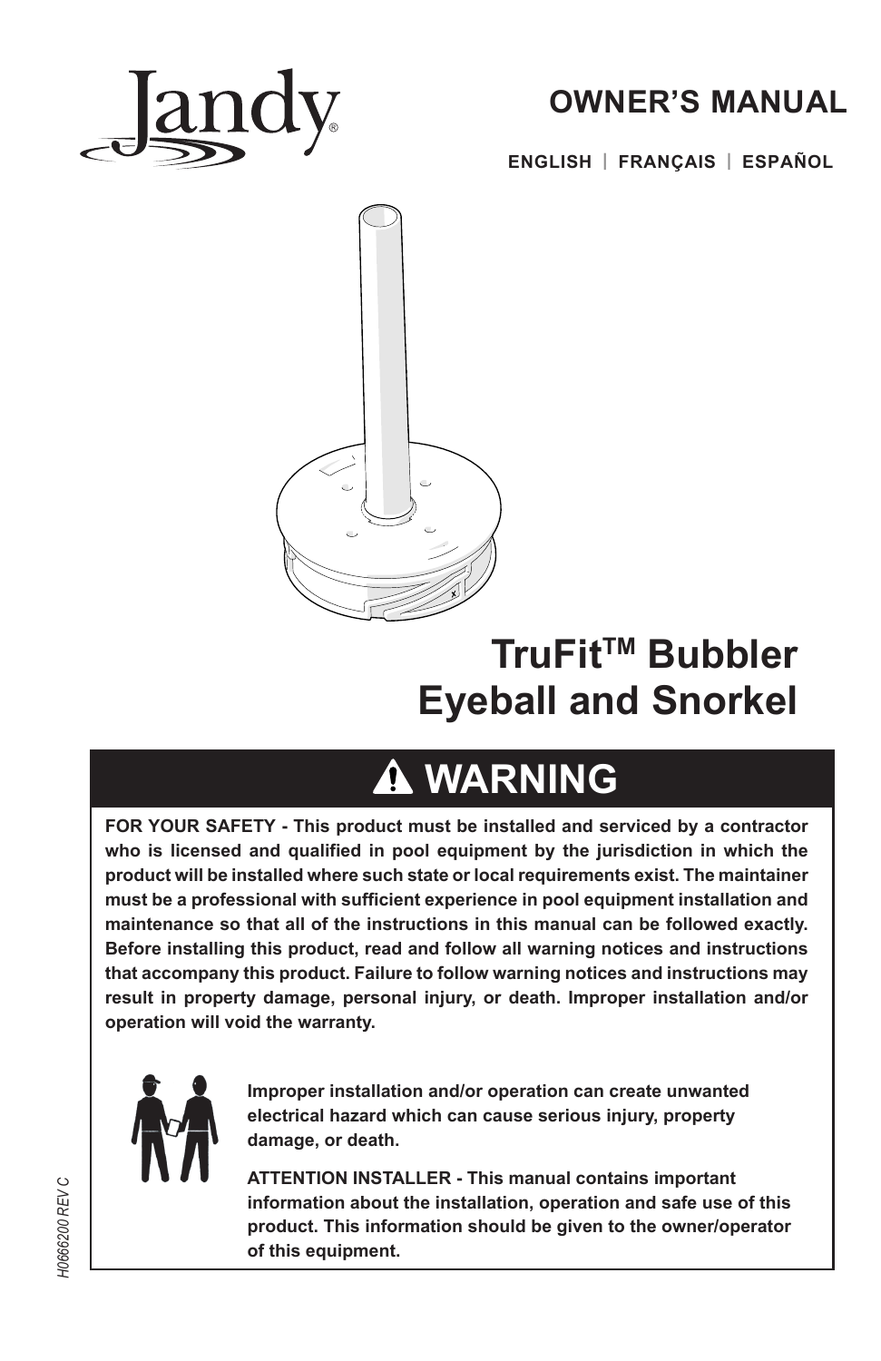Jandy®

# OWNER'S MANUAL

**ENGLISH | FRANÇAIS | ESPAÑOL**

# TruFit™ Bubbler Eyeball and Snorkel

## ⚠ WARNING

**FOR YOUR SAFETY - This product must be installed and serviced by a contractor who is licensed and qualified in pool equipment by the jurisdiction in which the product will be installed where such state or local requirements exist. The maintainer must be a professional with sufficient experience in pool equipment installation and maintenance so that all of the instructions in this manual can be followed exactly. Before installing this product, read and follow all warning notices and instructions that accompany this product. Failure to follow warning notices and instructions may result in property damage, personal injury, or death. Improper installation and/or operation will void the warranty.**

**Improper installation and/or operation can create unwanted electrical hazard which can cause serious injury, property damage, or death.**

**ATTENTION INSTALLER - This manual contains important information about the installation, operation and safe use of this product. This information should be given to the owner/operator of this equipment.**

*H0666200 REV C*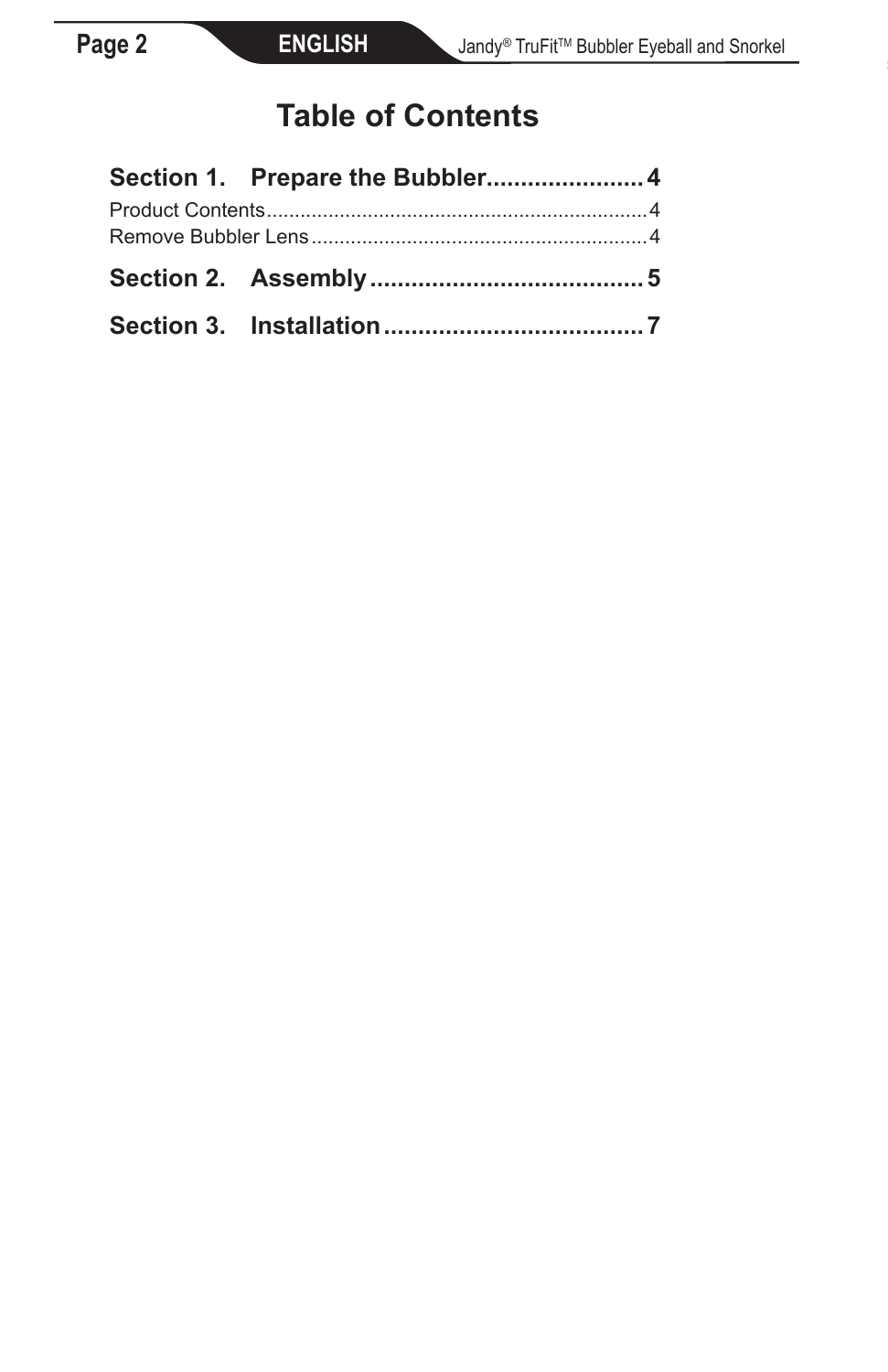# Table of Contents

**Section 1. Prepare the Bubbler....................... 4**

Product Contents.................................................................... 4

Remove Bubbler Lens............................................................. 4

**Section 2. Assembly........................................ 5**

**Section 3. Installation...................................... 7**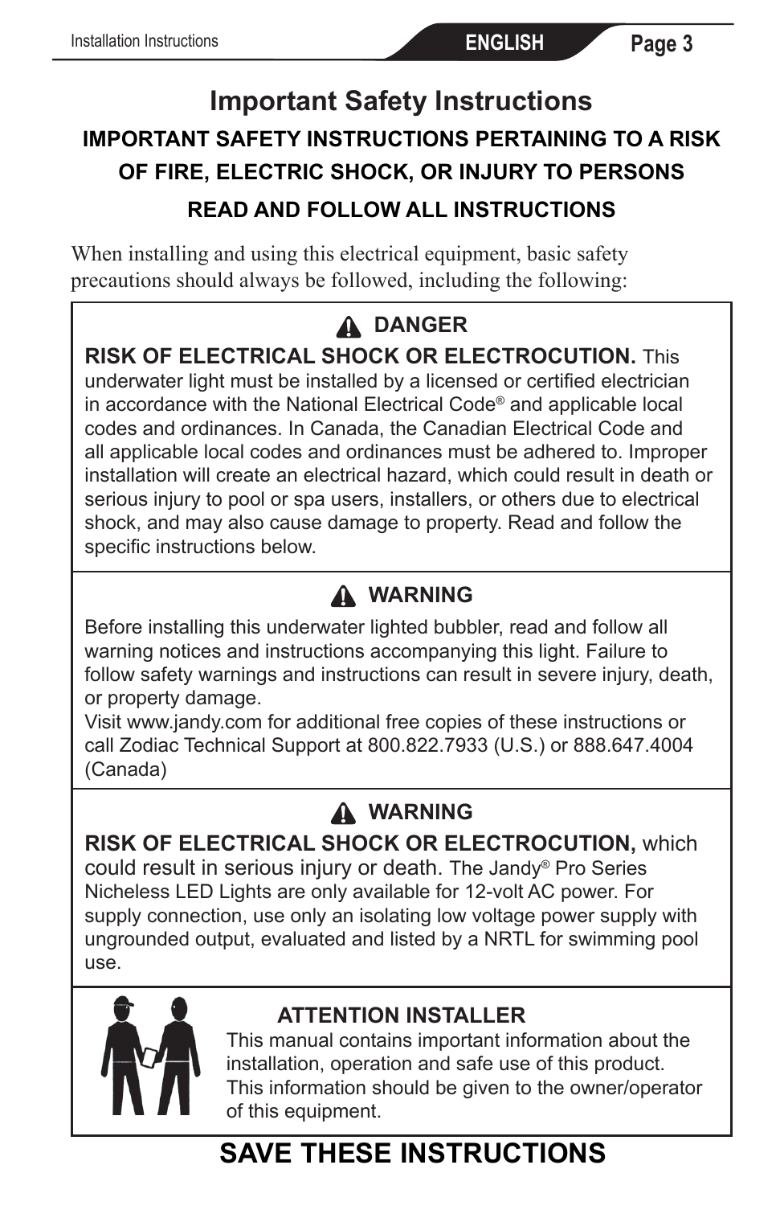# Important Safety Instructions

**IMPORTANT SAFETY INSTRUCTIONS PERTAINING TO A RISK OF FIRE, ELECTRIC SHOCK, OR INJURY TO PERSONS**

**READ AND FOLLOW ALL INSTRUCTIONS**

When installing and using this electrical equipment, basic safety precautions should always be followed, including the following:

**⚠ DANGER**

**RISK OF ELECTRICAL SHOCK OR ELECTROCUTION.** This underwater light must be installed by a licensed or certified electrician in accordance with the National Electrical Code® and applicable local codes and ordinances. In Canada, the Canadian Electrical Code and all applicable local codes and ordinances must be adhered to. Improper installation will create an electrical hazard, which could result in death or serious injury to pool or spa users, installers, or others due to electrical shock, and may also cause damage to property. Read and follow the specific instructions below.

**⚠ WARNING**

Before installing this underwater lighted bubbler, read and follow all warning notices and instructions accompanying this light. Failure to follow safety warnings and instructions can result in severe injury, death, or property damage.
Visit www.jandy.com for additional free copies of these instructions or call Zodiac Technical Support at 800.822.7933 (U.S.) or 888.647.4004 (Canada)

**⚠ WARNING**

**RISK OF ELECTRICAL SHOCK OR ELECTROCUTION,** which could result in serious injury or death. The Jandy® Pro Series Nicheless LED Lights are only available for 12-volt AC power. For supply connection, use only an isolating low voltage power supply with ungrounded output, evaluated and listed by a NRTL for swimming pool use.

**ATTENTION INSTALLER**

This manual contains important information about the installation, operation and safe use of this product. This information should be given to the owner/operator of this equipment.

## SAVE THESE INSTRUCTIONS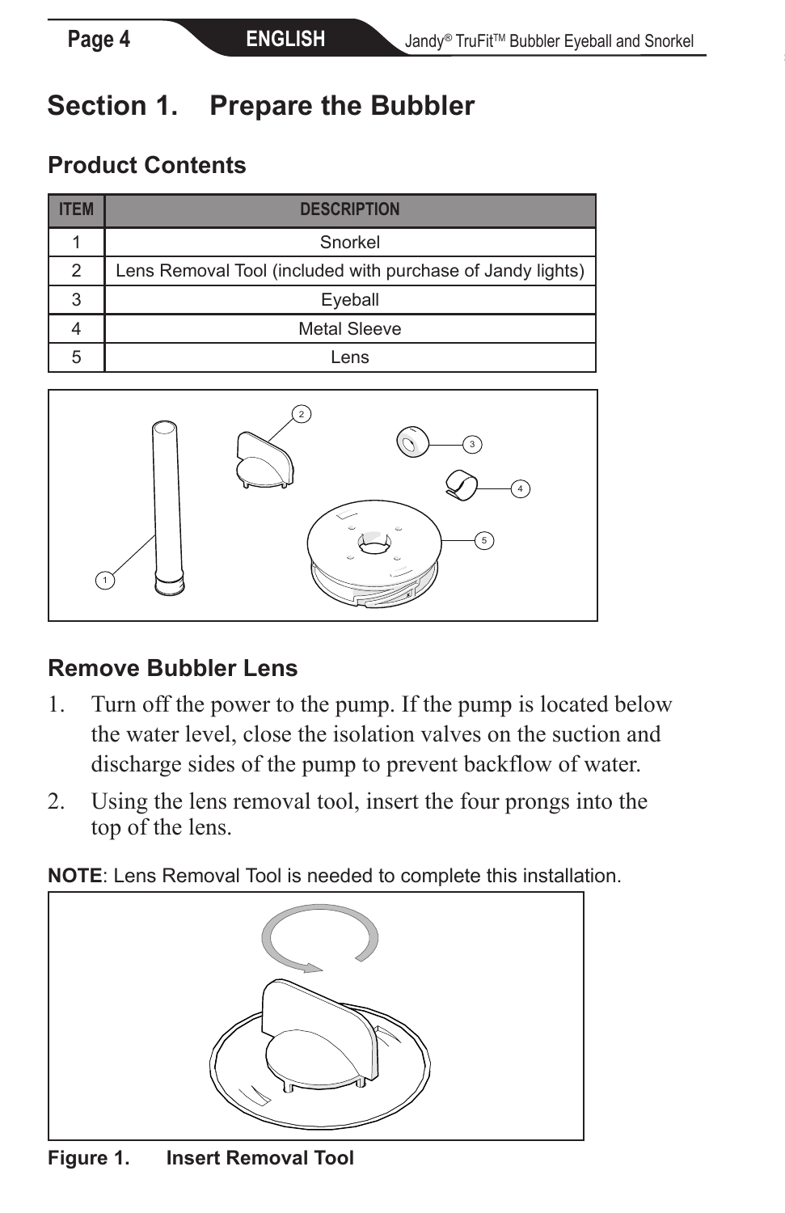# Section 1. Prepare the Bubbler

## Product Contents

| ITEM | DESCRIPTION |
|---|---|
| 1 | Snorkel |
| 2 | Lens Removal Tool (included with purchase of Jandy lights) |
| 3 | Eyeball |
| 4 | Metal Sleeve |
| 5 | Lens |

## Remove Bubbler Lens

1. Turn off the power to the pump. If the pump is located below the water level, close the isolation valves on the suction and discharge sides of the pump to prevent backflow of water.
2. Using the lens removal tool, insert the four prongs into the top of the lens.

**NOTE**: Lens Removal Tool is needed to complete this installation.

**Figure 1. Insert Removal Tool**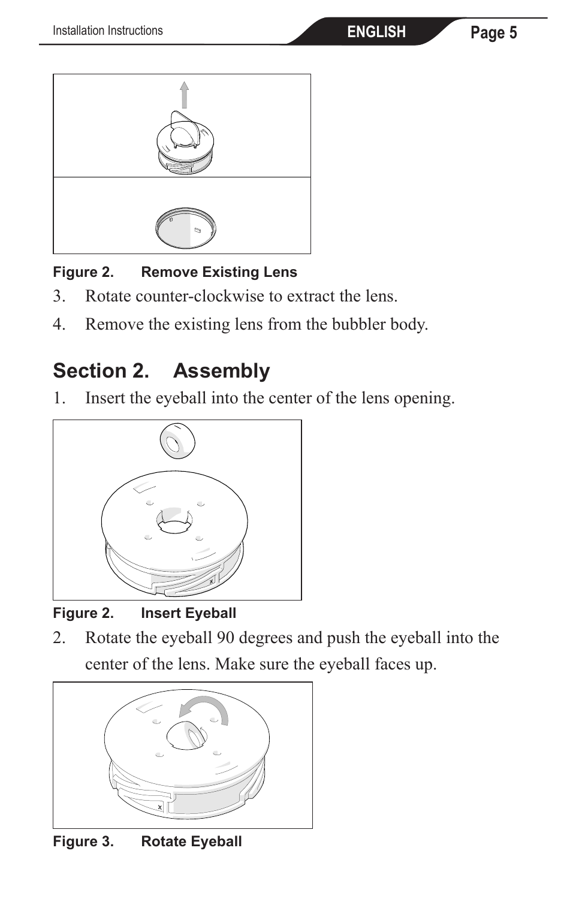**Figure 2. Remove Existing Lens**

3. Rotate counter-clockwise to extract the lens.
4. Remove the existing lens from the bubbler body.

## Section 2. Assembly

1. Insert the eyeball into the center of the lens opening.

**Figure 2. Insert Eyeball**

2. Rotate the eyeball 90 degrees and push the eyeball into the center of the lens. Make sure the eyeball faces up.

**Figure 3. Rotate Eyeball**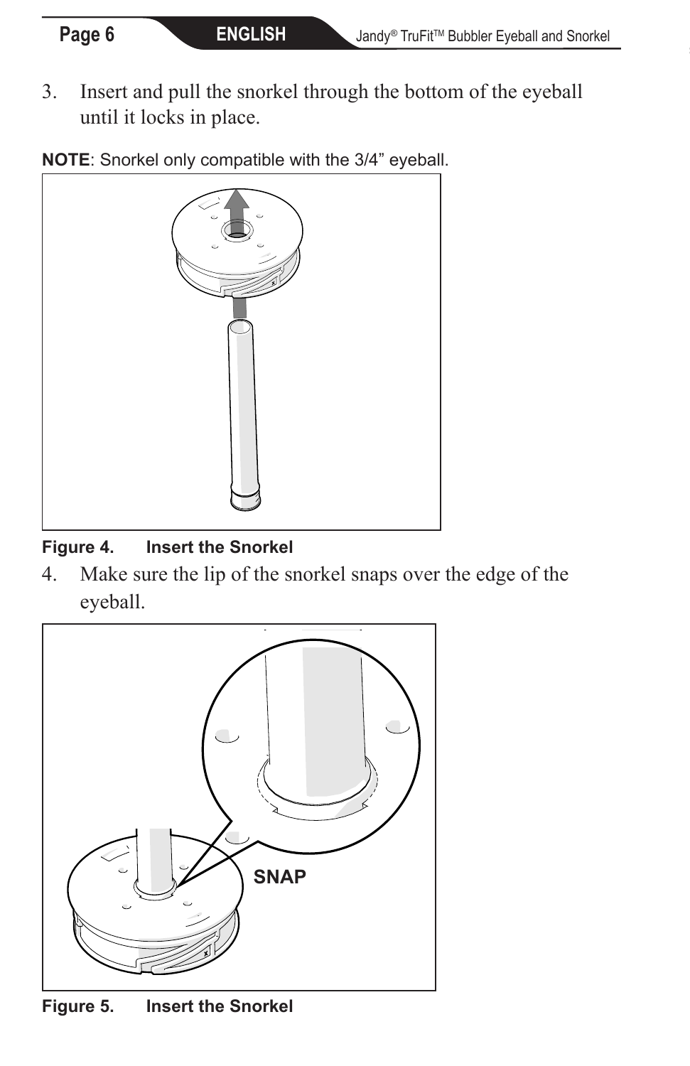3. Insert and pull the snorkel through the bottom of the eyeball until it locks in place.

**NOTE**: Snorkel only compatible with the 3/4” eyeball.

**Figure 4. Insert the Snorkel**

4. Make sure the lip of the snorkel snaps over the edge of the eyeball.

**Figure 5. Insert the Snorkel**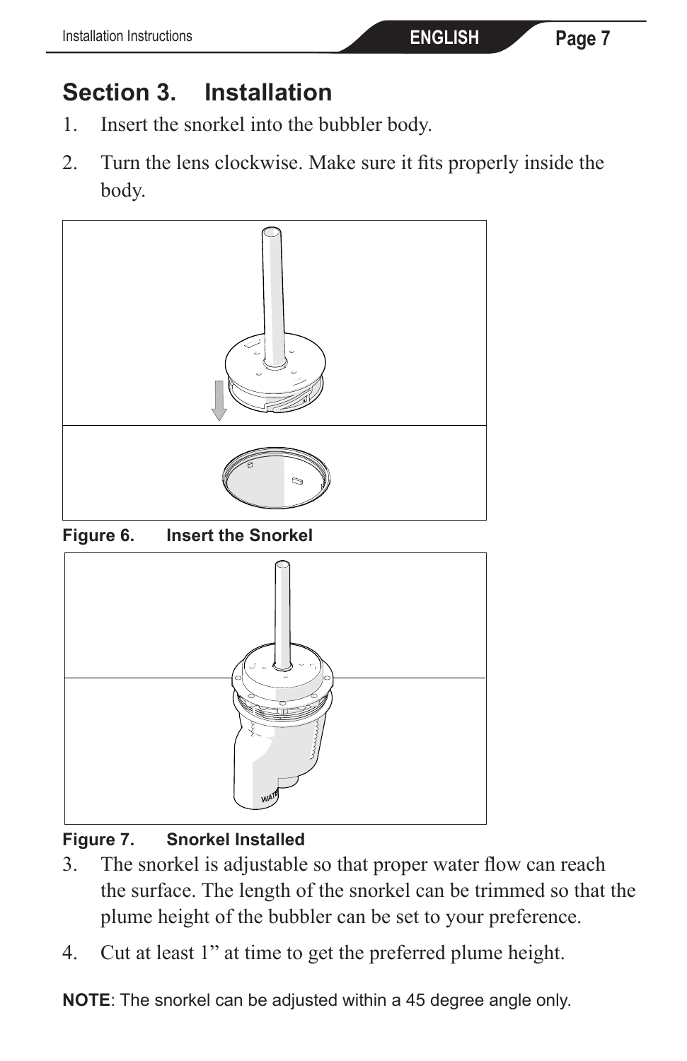## Section 3. Installation

1. Insert the snorkel into the bubbler body.
2. Turn the lens clockwise. Make sure it fits properly inside the body.

**Figure 6. Insert the Snorkel**

**Figure 7. Snorkel Installed**

3. The snorkel is adjustable so that proper water flow can reach the surface. The length of the snorkel can be trimmed so that the plume height of the bubbler can be set to your preference.
4. Cut at least 1” at time to get the preferred plume height.

**NOTE**: The snorkel can be adjusted within a 45 degree angle only.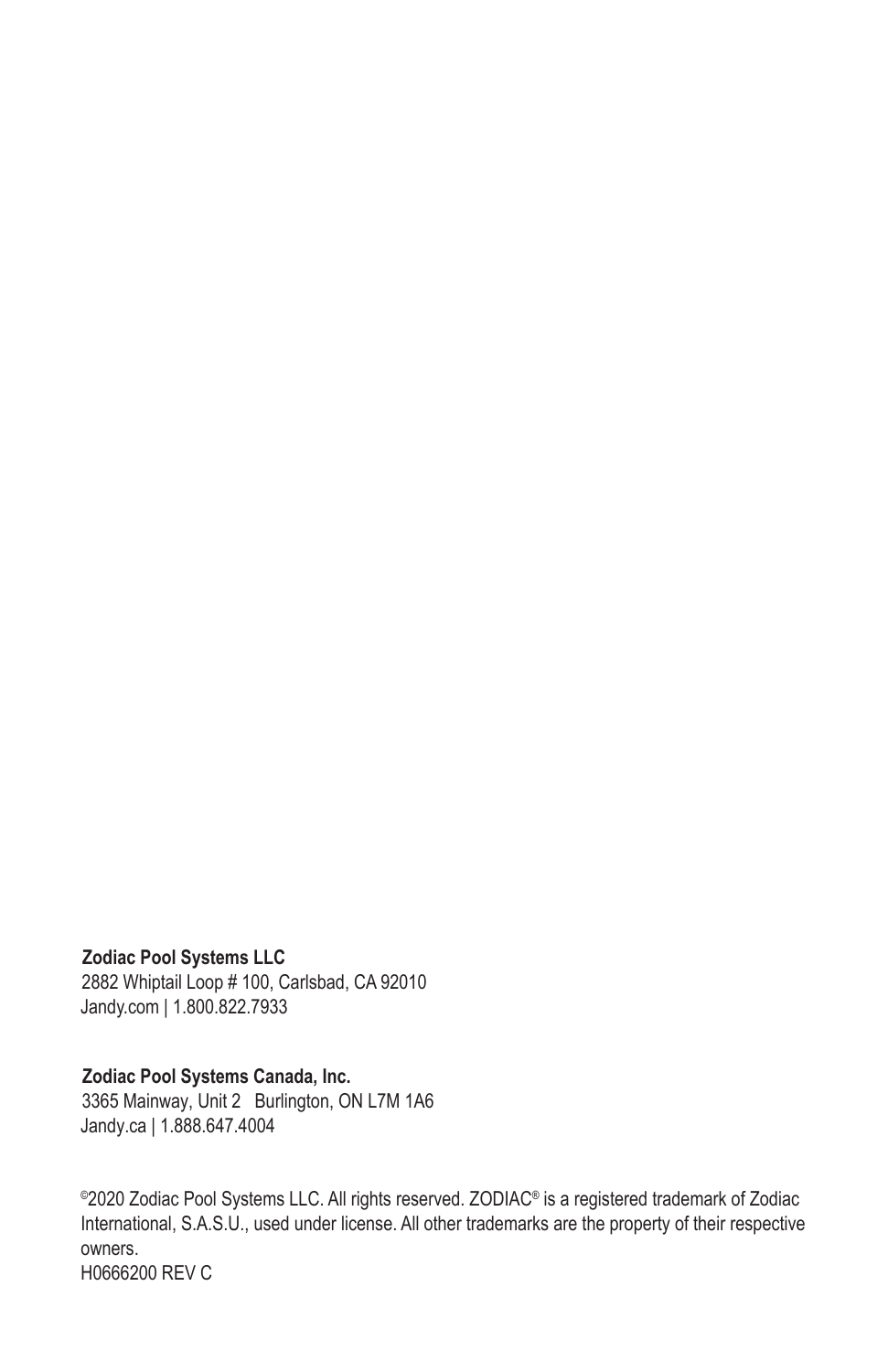**Zodiac Pool Systems LLC**
2882 Whiptail Loop # 100, Carlsbad, CA 92010
Jandy.com | 1.800.822.7933

**Zodiac Pool Systems Canada, Inc.**
3365 Mainway, Unit 2 Burlington, ON L7M 1A6
Jandy.ca | 1.888.647.4004

©2020 Zodiac Pool Systems LLC. All rights reserved. ZODIAC® is a registered trademark of Zodiac International, S.A.S.U., used under license. All other trademarks are the property of their respective owners.
H0666200 REV C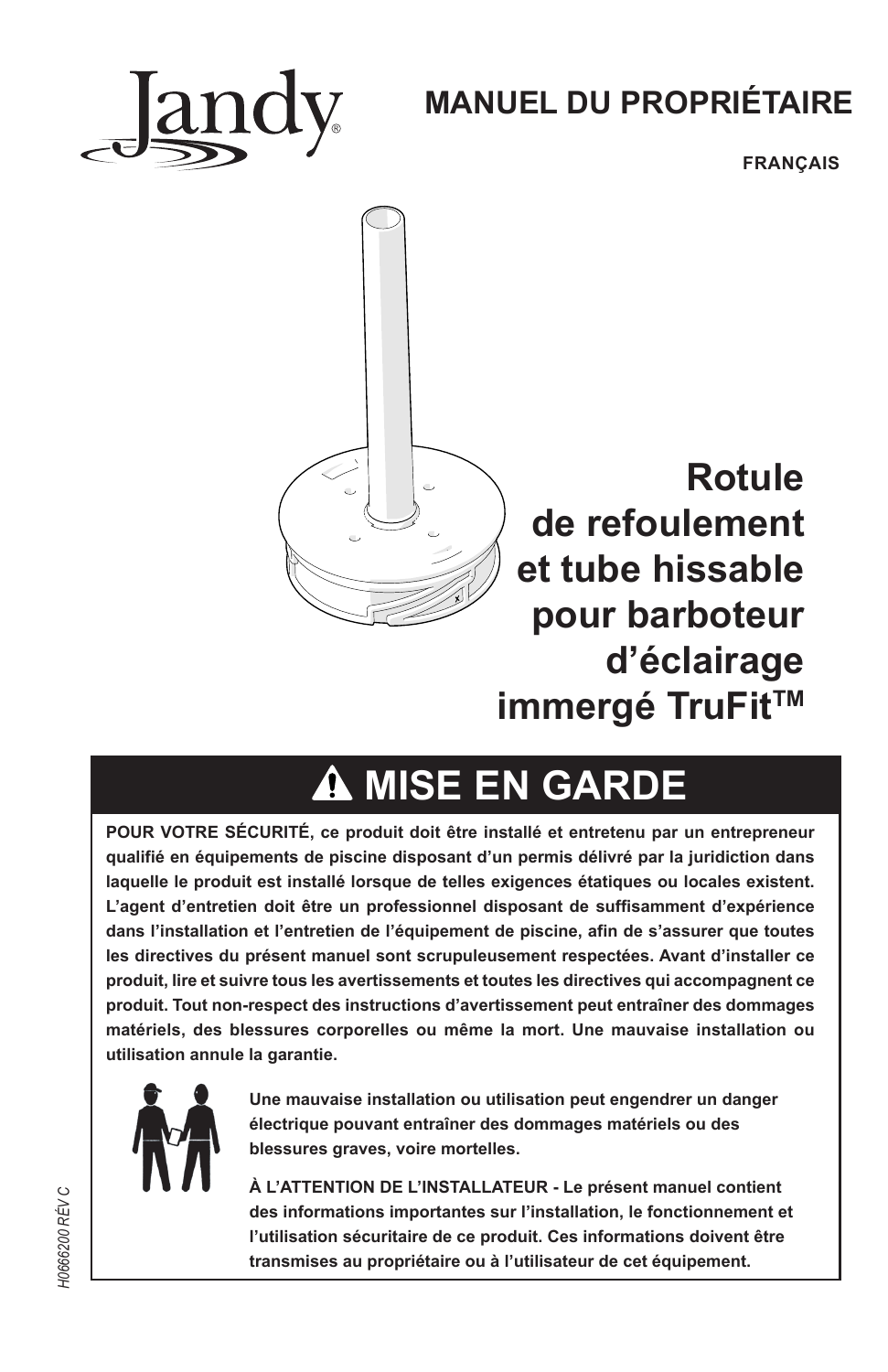Jandy®

# MANUEL DU PROPRIÉTAIRE

**FRANÇAIS**

# Rotule de refoulement et tube hissable pour barboteur d'éclairage immergé TruFit™

## ⚠ MISE EN GARDE

**POUR VOTRE SÉCURITÉ, ce produit doit être installé et entretenu par un entrepreneur qualifié en équipements de piscine disposant d'un permis délivré par la juridiction dans laquelle le produit est installé lorsque de telles exigences étatiques ou locales existent. L'agent d'entretien doit être un professionnel disposant de suffisamment d'expérience dans l'installation et l'entretien de l'équipement de piscine, afin de s'assurer que toutes les directives du présent manuel sont scrupuleusement respectées. Avant d'installer ce produit, lire et suivre tous les avertissements et toutes les directives qui accompagnent ce produit. Tout non-respect des instructions d'avertissement peut entraîner des dommages matériels, des blessures corporelles ou même la mort. Une mauvaise installation ou utilisation annule la garantie.**

**Une mauvaise installation ou utilisation peut engendrer un danger électrique pouvant entraîner des dommages matériels ou des blessures graves, voire mortelles.**

**À L'ATTENTION DE L'INSTALLATEUR - Le présent manuel contient des informations importantes sur l'installation, le fonctionnement et l'utilisation sécuritaire de ce produit. Ces informations doivent être transmises au propriétaire ou à l'utilisateur de cet équipement.**

*H0666200 RÉV C*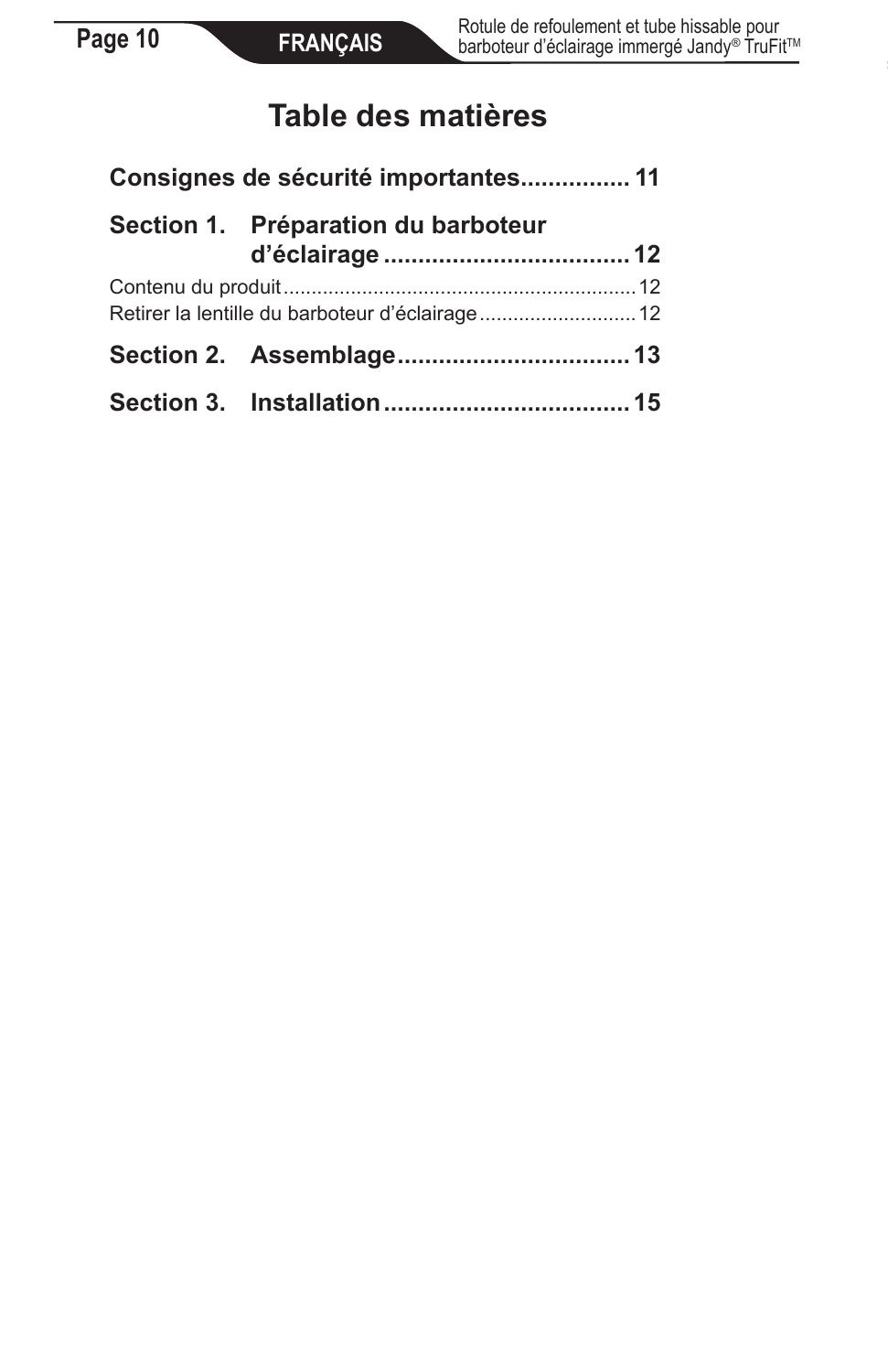# Table des matières

**Consignes de sécurité importantes................ 11**

**Section 1. Préparation du barboteur d'éclairage .................................... 12**

Contenu du produit............................................................... 12
Retirer la lentille du barboteur d'éclairage............................ 12

**Section 2. Assemblage.................................. 13**

**Section 3. Installation.................................... 15**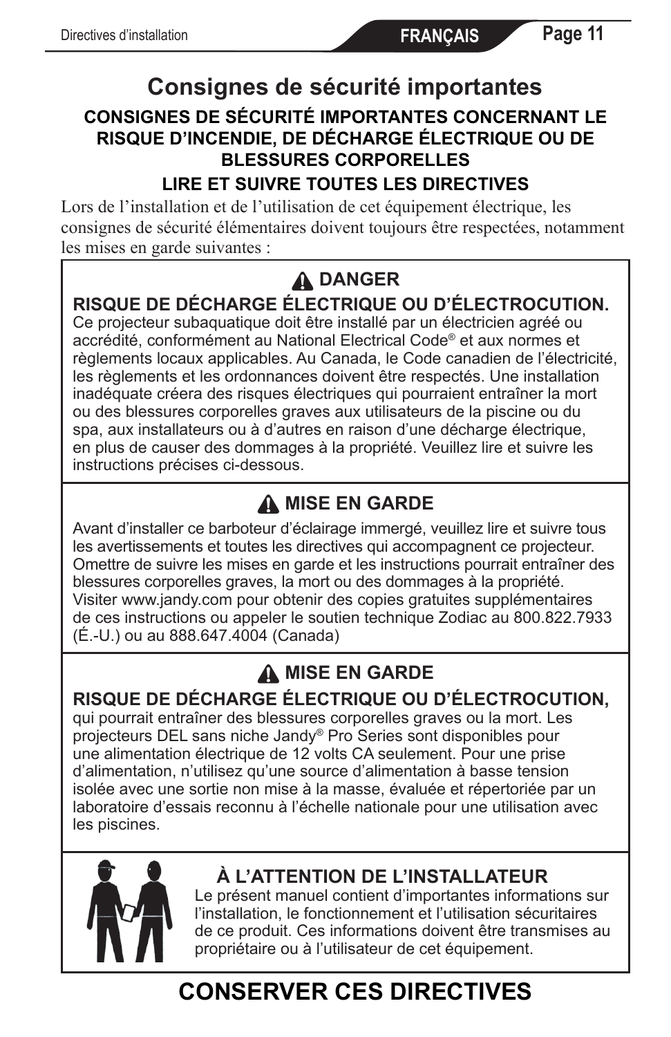# Consignes de sécurité importantes

**CONSIGNES DE SÉCURITÉ IMPORTANTES CONCERNANT LE RISQUE D'INCENDIE, DE DÉCHARGE ÉLECTRIQUE OU DE BLESSURES CORPORELLES**

**LIRE ET SUIVRE TOUTES LES DIRECTIVES**

Lors de l'installation et de l'utilisation de cet équipement électrique, les consignes de sécurité élémentaires doivent toujours être respectées, notamment les mises en garde suivantes :

**⚠ DANGER**

**RISQUE DE DÉCHARGE ÉLECTRIQUE OU D'ÉLECTROCUTION.** Ce projecteur subaquatique doit être installé par un électricien agréé ou accrédité, conformément au National Electrical Code® et aux normes et règlements locaux applicables. Au Canada, le Code canadien de l'électricité, les règlements et les ordonnances doivent être respectés. Une installation inadéquate créera des risques électriques qui pourraient entraîner la mort ou des blessures corporelles graves aux utilisateurs de la piscine ou du spa, aux installateurs ou à d'autres en raison d'une décharge électrique, en plus de causer des dommages à la propriété. Veuillez lire et suivre les instructions précises ci-dessous.

**⚠ MISE EN GARDE**

Avant d'installer ce barboteur d'éclairage immergé, veuillez lire et suivre tous les avertissements et toutes les directives qui accompagnent ce projecteur. Omettre de suivre les mises en garde et les instructions pourrait entraîner des blessures corporelles graves, la mort ou des dommages à la propriété. Visiter www.jandy.com pour obtenir des copies gratuites supplémentaires de ces instructions ou appeler le soutien technique Zodiac au 800.822.7933 (É.-U.) ou au 888.647.4004 (Canada)

**⚠ MISE EN GARDE**

**RISQUE DE DÉCHARGE ÉLECTRIQUE OU D'ÉLECTROCUTION,** qui pourrait entraîner des blessures corporelles graves ou la mort. Les projecteurs DEL sans niche Jandy® Pro Series sont disponibles pour une alimentation électrique de 12 volts CA seulement. Pour une prise d'alimentation, n'utilisez qu'une source d'alimentation à basse tension isolée avec une sortie non mise à la masse, évaluée et répertoriée par un laboratoire d'essais reconnu à l'échelle nationale pour une utilisation avec les piscines.

**À L'ATTENTION DE L'INSTALLATEUR**

Le présent manuel contient d'importantes informations sur l'installation, le fonctionnement et l'utilisation sécuritaires de ce produit. Ces informations doivent être transmises au propriétaire ou à l'utilisateur de cet équipement.

# CONSERVER CES DIRECTIVES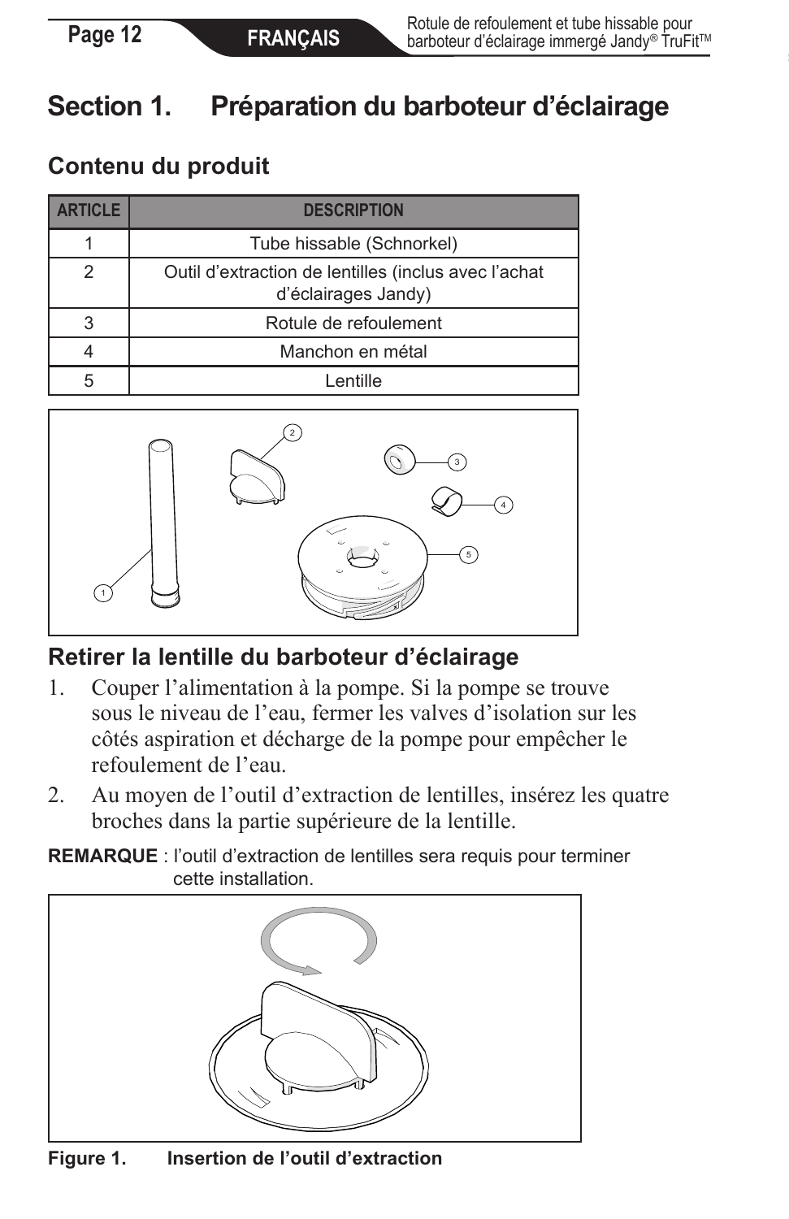# Section 1. Préparation du barboteur d'éclairage

## Contenu du produit

| ARTICLE | DESCRIPTION |
|---|---|
| 1 | Tube hissable (Schnorkel) |
| 2 | Outil d'extraction de lentilles (inclus avec l'achat d'éclairages Jandy) |
| 3 | Rotule de refoulement |
| 4 | Manchon en métal |
| 5 | Lentille |

## Retirer la lentille du barboteur d'éclairage

1. Couper l'alimentation à la pompe. Si la pompe se trouve sous le niveau de l'eau, fermer les valves d'isolation sur les côtés aspiration et décharge de la pompe pour empêcher le refoulement de l'eau.
2. Au moyen de l'outil d'extraction de lentilles, insérez les quatre broches dans la partie supérieure de la lentille.

**REMARQUE** : l'outil d'extraction de lentilles sera requis pour terminer cette installation.

**Figure 1. Insertion de l'outil d'extraction**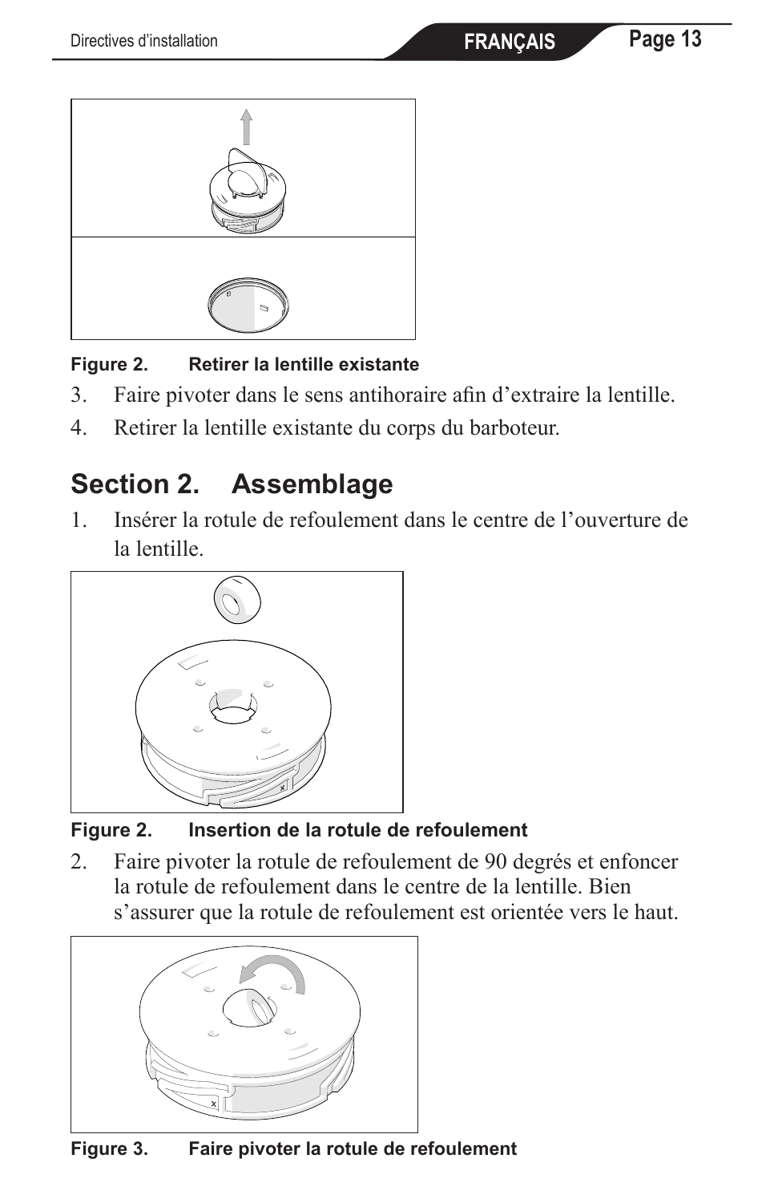Figure 2. Retirer la lentille existante

3. Faire pivoter dans le sens antihoraire afin d'extraire la lentille.
4. Retirer la lentille existante du corps du barboteur.

## Section 2. Assemblage

1. Insérer la rotule de refoulement dans le centre de l'ouverture de la lentille.

Figure 2. Insertion de la rotule de refoulement

2. Faire pivoter la rotule de refoulement de 90 degrés et enfoncer la rotule de refoulement dans le centre de la lentille. Bien s'assurer que la rotule de refoulement est orientée vers le haut.

Figure 3. Faire pivoter la rotule de refoulement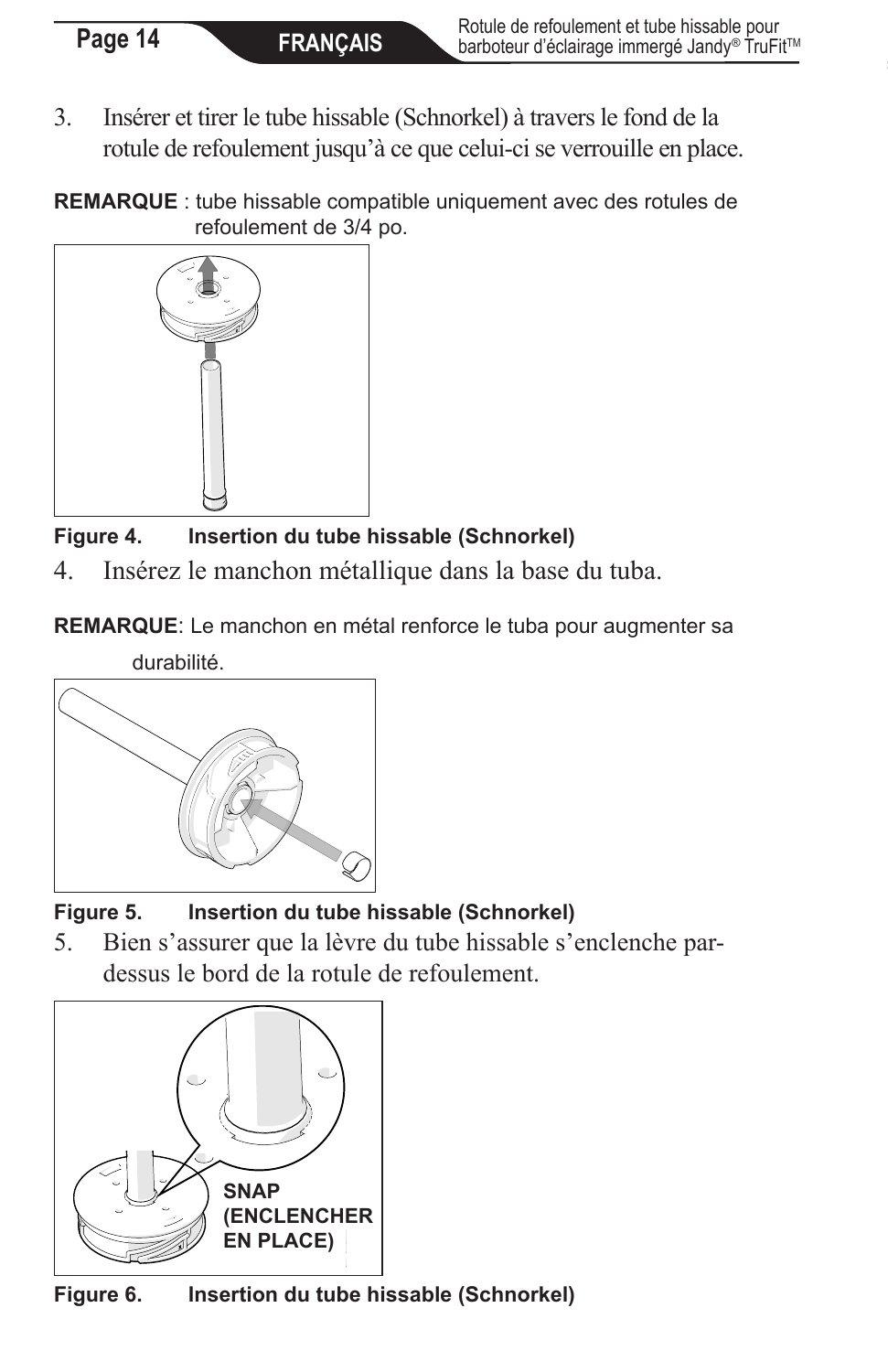3. Insérer et tirer le tube hissable (Schnorkel) à travers le fond de la rotule de refoulement jusqu'à ce que celui-ci se verrouille en place.

**REMARQUE** : tube hissable compatible uniquement avec des rotules de refoulement de 3/4 po.

**Figure 4. Insertion du tube hissable (Schnorkel)**

4. Insérez le manchon métallique dans la base du tuba.

**REMARQUE**: Le manchon en métal renforce le tuba pour augmenter sa durabilité.

**Figure 5. Insertion du tube hissable (Schnorkel)**

5. Bien s'assurer que la lèvre du tube hissable s'enclenche par-dessus le bord de la rotule de refoulement.

**SNAP (ENCLENCHER EN PLACE)**

**Figure 6. Insertion du tube hissable (Schnorkel)**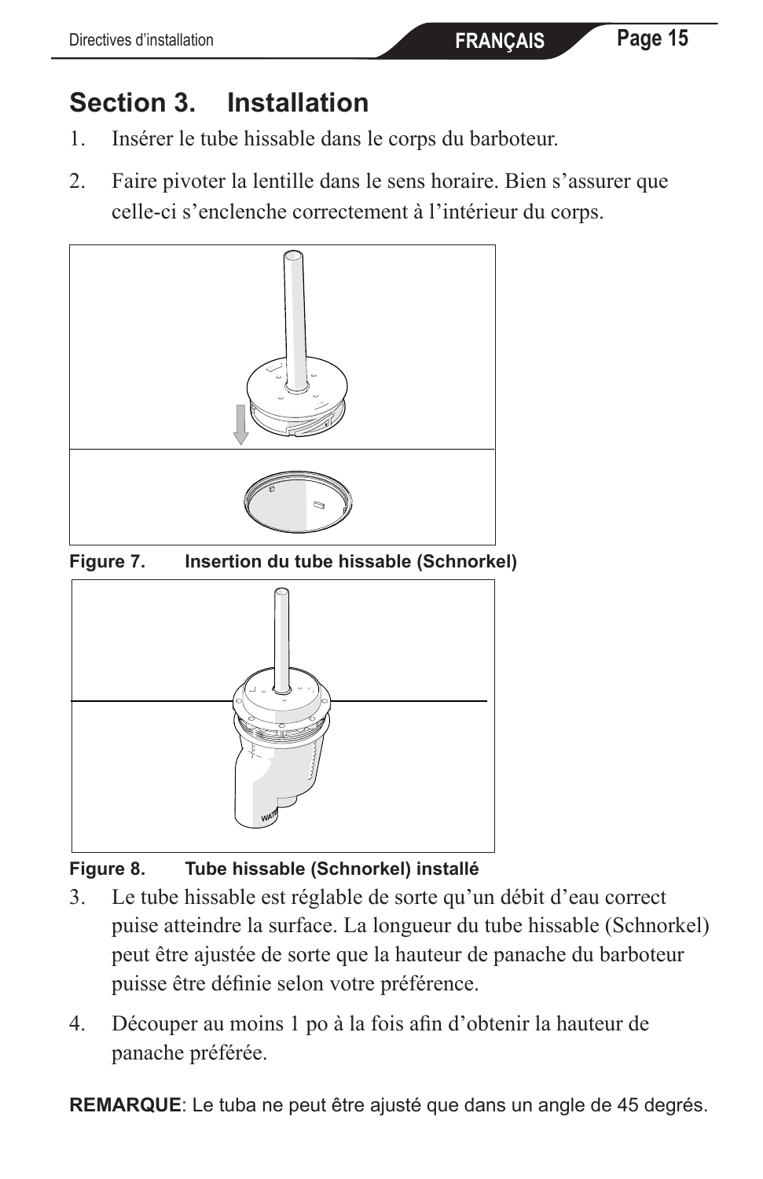# Section 3. Installation

1. Insérer le tube hissable dans le corps du barboteur.

2. Faire pivoter la lentille dans le sens horaire. Bien s'assurer que celle-ci s'enclenche correctement à l'intérieur du corps.

**Figure 7. Insertion du tube hissable (Schnorkel)**

**Figure 8. Tube hissable (Schnorkel) installé**

3. Le tube hissable est réglable de sorte qu'un débit d'eau correct puise atteindre la surface. La longueur du tube hissable (Schnorkel) peut être ajustée de sorte que la hauteur de panache du barboteur puisse être définie selon votre préférence.

4. Découper au moins 1 po à la fois afin d'obtenir la hauteur de panache préférée.

**REMARQUE**: Le tuba ne peut être ajusté que dans un angle de 45 degrés.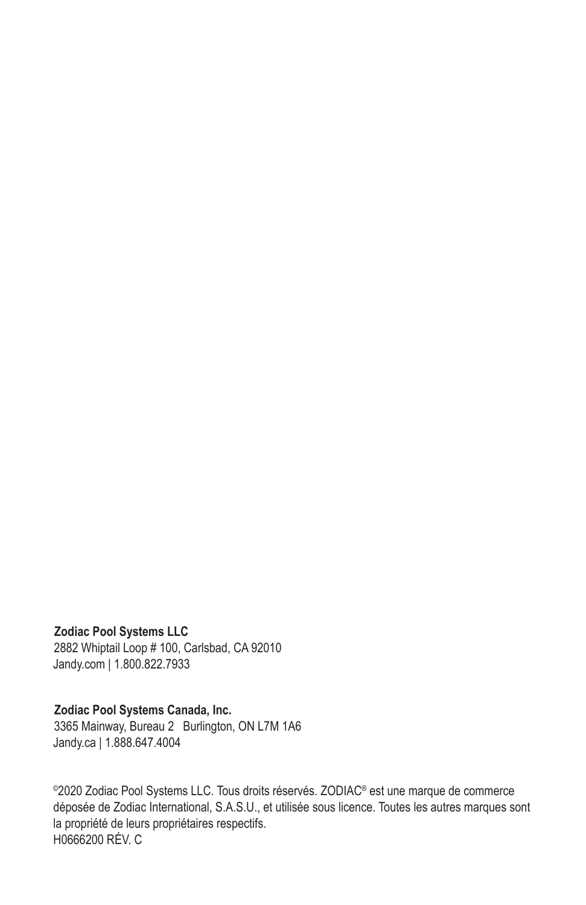**Zodiac Pool Systems LLC**
2882 Whiptail Loop # 100, Carlsbad, CA 92010
Jandy.com | 1.800.822.7933

**Zodiac Pool Systems Canada, Inc.**
3365 Mainway, Bureau 2 Burlington, ON L7M 1A6
Jandy.ca | 1.888.647.4004

©2020 Zodiac Pool Systems LLC. Tous droits réservés. ZODIAC® est une marque de commerce déposée de Zodiac International, S.A.S.U., et utilisée sous licence. Toutes les autres marques sont la propriété de leurs propriétaires respectifs.
H0666200 RÉV. C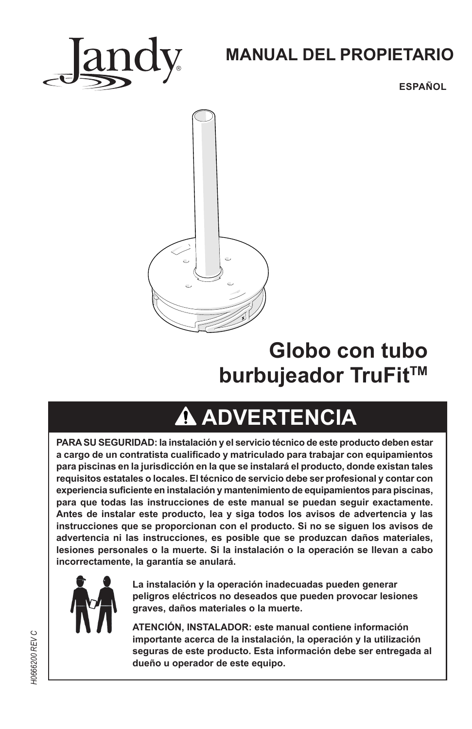# Jandy

## MANUAL DEL PROPIETARIO

**ESPAÑOL**

# Globo con tubo burbujeador TruFit™

## ⚠ ADVERTENCIA

**PARA SU SEGURIDAD: la instalación y el servicio técnico de este producto deben estar a cargo de un contratista cualificado y matriculado para trabajar con equipamientos para piscinas en la jurisdicción en la que se instalará el producto, donde existan tales requisitos estatales o locales. El técnico de servicio debe ser profesional y contar con experiencia suficiente en instalación y mantenimiento de equipamientos para piscinas, para que todas las instrucciones de este manual se puedan seguir exactamente. Antes de instalar este producto, lea y siga todos los avisos de advertencia y las instrucciones que se proporcionan con el producto. Si no se siguen los avisos de advertencia ni las instrucciones, es posible que se produzcan daños materiales, lesiones personales o la muerte. Si la instalación o la operación se llevan a cabo incorrectamente, la garantía se anulará.**

**La instalación y la operación inadecuadas pueden generar peligros eléctricos no deseados que pueden provocar lesiones graves, daños materiales o la muerte.**

**ATENCIÓN, INSTALADOR: este manual contiene información importante acerca de la instalación, la operación y la utilización seguras de este producto. Esta información debe ser entregada al dueño u operador de este equipo.**

*H0666200 REV C*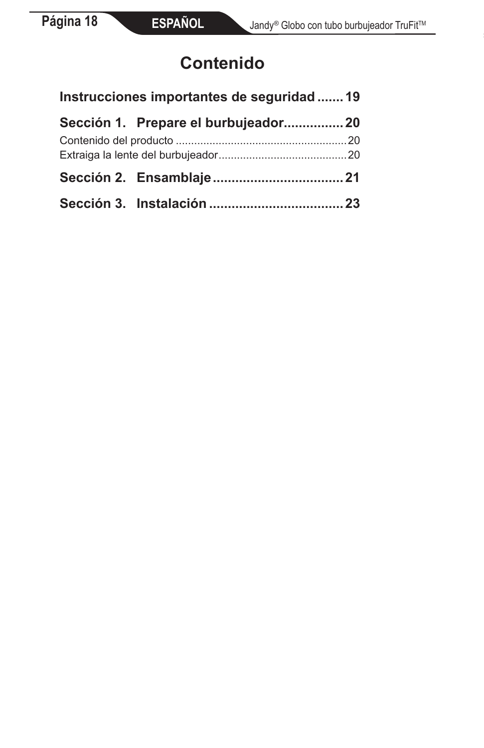# Contenido

**Instrucciones importantes de seguridad ....... 19**

**Sección 1. Prepare el burbujeador................ 20**

Contenido del producto ........................................................ 20
Extraiga la lente del burbujeador.......................................... 20

**Sección 2. Ensamblaje ................................... 21**

**Sección 3. Instalación .................................... 23**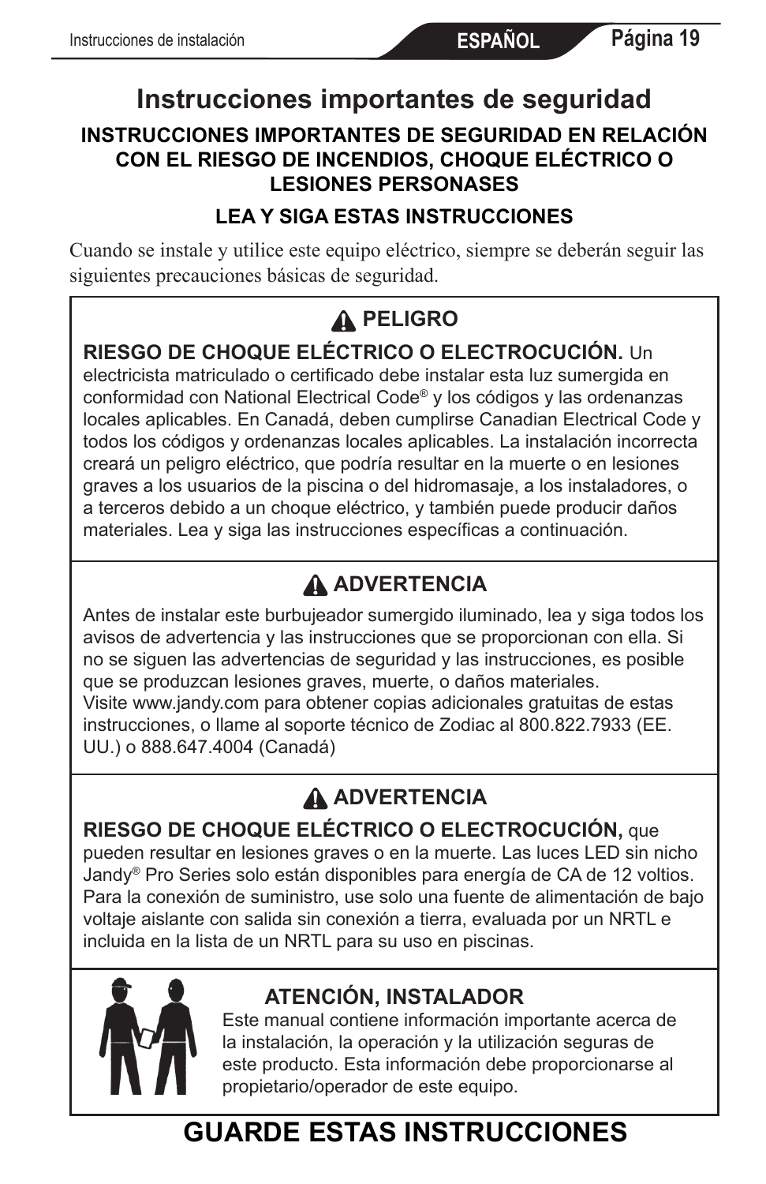# Instrucciones importantes de seguridad

**INSTRUCCIONES IMPORTANTES DE SEGURIDAD EN RELACIÓN CON EL RIESGO DE INCENDIOS, CHOQUE ELÉCTRICO O LESIONES PERSONASES**

**LEA Y SIGA ESTAS INSTRUCCIONES**

Cuando se instale y utilice este equipo eléctrico, siempre se deberán seguir las siguientes precauciones básicas de seguridad.

**⚠ PELIGRO**

**RIESGO DE CHOQUE ELÉCTRICO O ELECTROCUCIÓN.** Un electricista matriculado o certificado debe instalar esta luz sumergida en conformidad con National Electrical Code® y los códigos y las ordenanzas locales aplicables. En Canadá, deben cumplirse Canadian Electrical Code y todos los códigos y ordenanzas locales aplicables. La instalación incorrecta creará un peligro eléctrico, que podría resultar en la muerte o en lesiones graves a los usuarios de la piscina o del hidromasaje, a los instaladores, o a terceros debido a un choque eléctrico, y también puede producir daños materiales. Lea y siga las instrucciones específicas a continuación.

**⚠ ADVERTENCIA**

Antes de instalar este burbujeador sumergido iluminado, lea y siga todos los avisos de advertencia y las instrucciones que se proporcionan con ella. Si no se siguen las advertencias de seguridad y las instrucciones, es posible que se produzcan lesiones graves, muerte, o daños materiales.
Visite www.jandy.com para obtener copias adicionales gratuitas de estas instrucciones, o llame al soporte técnico de Zodiac al 800.822.7933 (EE. UU.) o 888.647.4004 (Canadá)

**⚠ ADVERTENCIA**

**RIESGO DE CHOQUE ELÉCTRICO O ELECTROCUCIÓN,** que pueden resultar en lesiones graves o en la muerte. Las luces LED sin nicho Jandy® Pro Series solo están disponibles para energía de CA de 12 voltios. Para la conexión de suministro, use solo una fuente de alimentación de bajo voltaje aislante con salida sin conexión a tierra, evaluada por un NRTL e incluida en la lista de un NRTL para su uso en piscinas.

**ATENCIÓN, INSTALADOR**

Este manual contiene información importante acerca de la instalación, la operación y la utilización seguras de este producto. Esta información debe proporcionarse al propietario/operador de este equipo.

# GUARDE ESTAS INSTRUCCIONES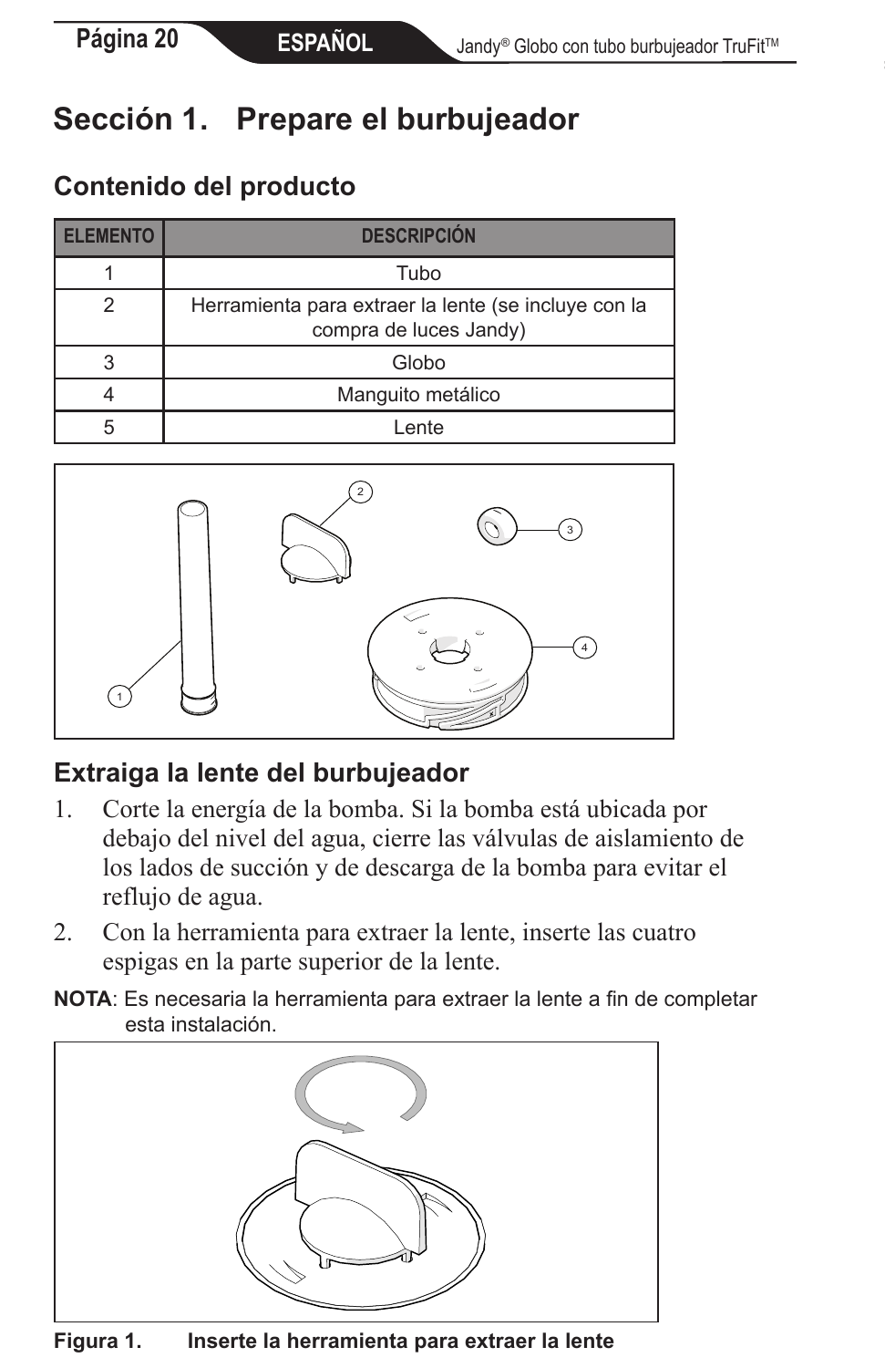# Sección 1. Prepare el burbujeador

## Contenido del producto

| ELEMENTO | DESCRIPCIÓN |
|---|---|
| 1 | Tubo |
| 2 | Herramienta para extraer la lente (se incluye con la compra de luces Jandy) |
| 3 | Globo |
| 4 | Manguito metálico |
| 5 | Lente |

## Extraiga la lente del burbujeador

1. Corte la energía de la bomba. Si la bomba está ubicada por debajo del nivel del agua, cierre las válvulas de aislamiento de los lados de succión y de descarga de la bomba para evitar el reflujo de agua.
2. Con la herramienta para extraer la lente, inserte las cuatro espigas en la parte superior de la lente.

**NOTA**: Es necesaria la herramienta para extraer la lente a fin de completar esta instalación.

**Figura 1. Inserte la herramienta para extraer la lente**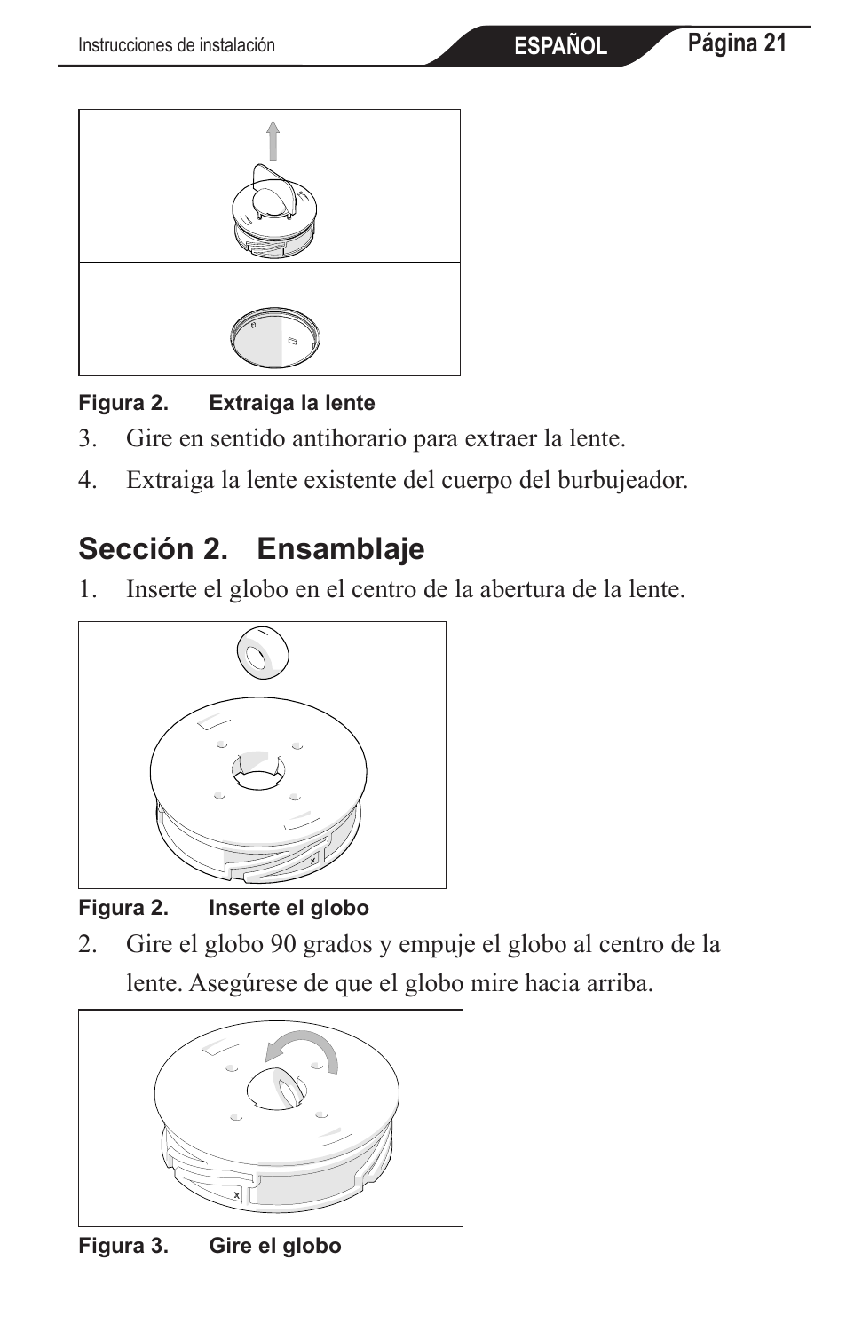**Figura 2. Extraiga la lente**

3. Gire en sentido antihorario para extraer la lente.
4. Extraiga la lente existente del cuerpo del burbujeador.

## Sección 2. Ensamblaje

1. Inserte el globo en el centro de la abertura de la lente.

**Figura 2. Inserte el globo**

2. Gire el globo 90 grados y empuje el globo al centro de la lente. Asegúrese de que el globo mire hacia arriba.

**Figura 3. Gire el globo**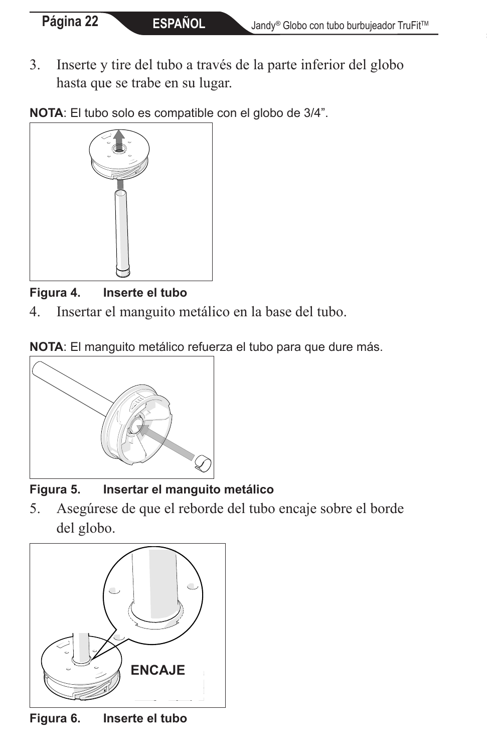3. Inserte y tire del tubo a través de la parte inferior del globo hasta que se trabe en su lugar.

**NOTA**: El tubo solo es compatible con el globo de 3/4”.

**Figura 4. Inserte el tubo**

4. Insertar el manguito metálico en la base del tubo.

**NOTA**: El manguito metálico refuerza el tubo para que dure más.

**Figura 5. Insertar el manguito metálico**

5. Asegúrese de que el reborde del tubo encaje sobre el borde del globo.

ENCAJE

**Figura 6. Inserte el tubo**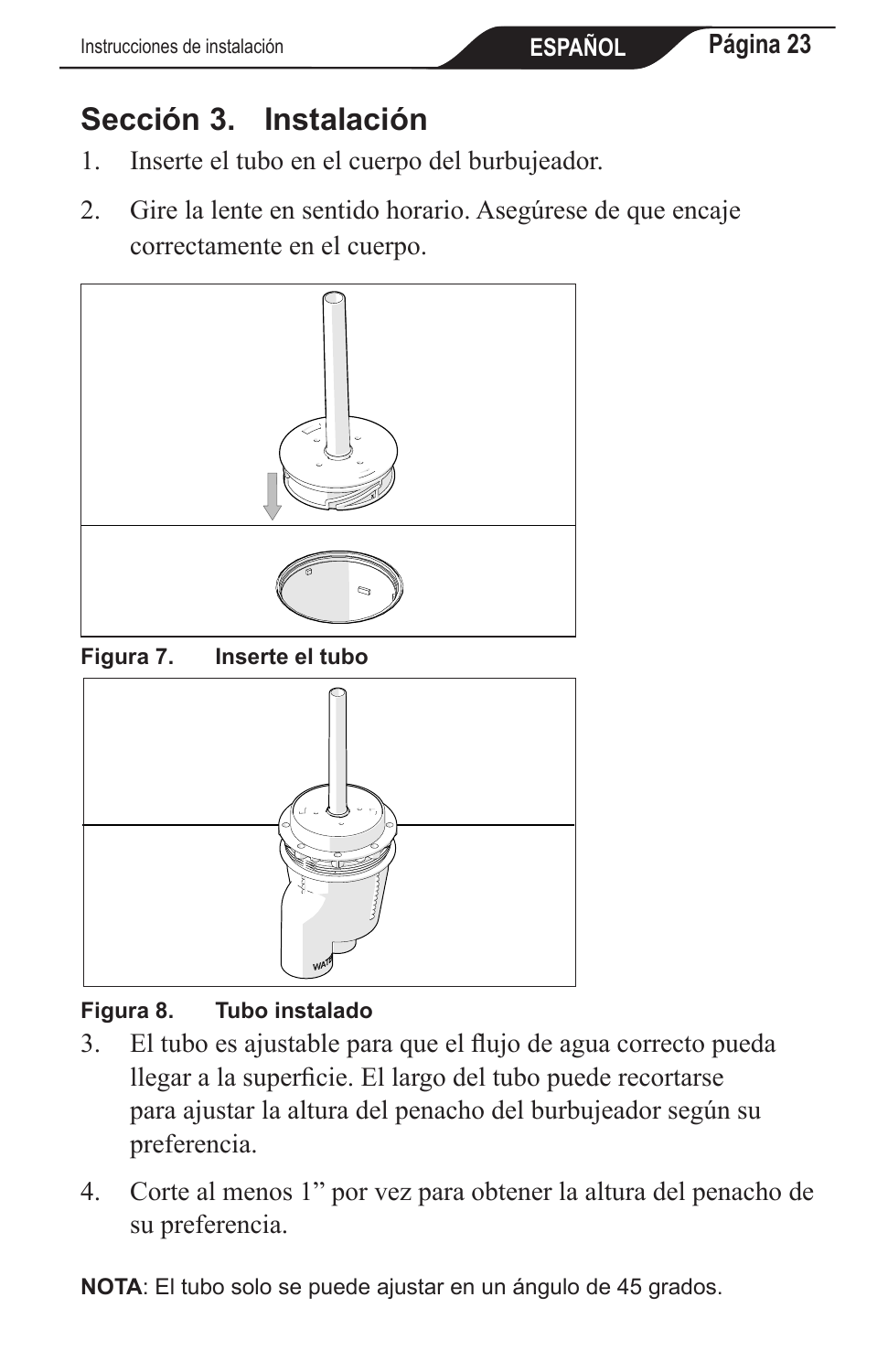## Sección 3. Instalación

1. Inserte el tubo en el cuerpo del burbujeador.

2. Gire la lente en sentido horario. Asegúrese de que encaje correctamente en el cuerpo.

**Figura 7. Inserte el tubo**

**Figura 8. Tubo instalado**

3. El tubo es ajustable para que el flujo de agua correcto pueda llegar a la superficie. El largo del tubo puede recortarse para ajustar la altura del penacho del burbujeador según su preferencia.

4. Corte al menos 1” por vez para obtener la altura del penacho de su preferencia.

**NOTA**: El tubo solo se puede ajustar en un ángulo de 45 grados.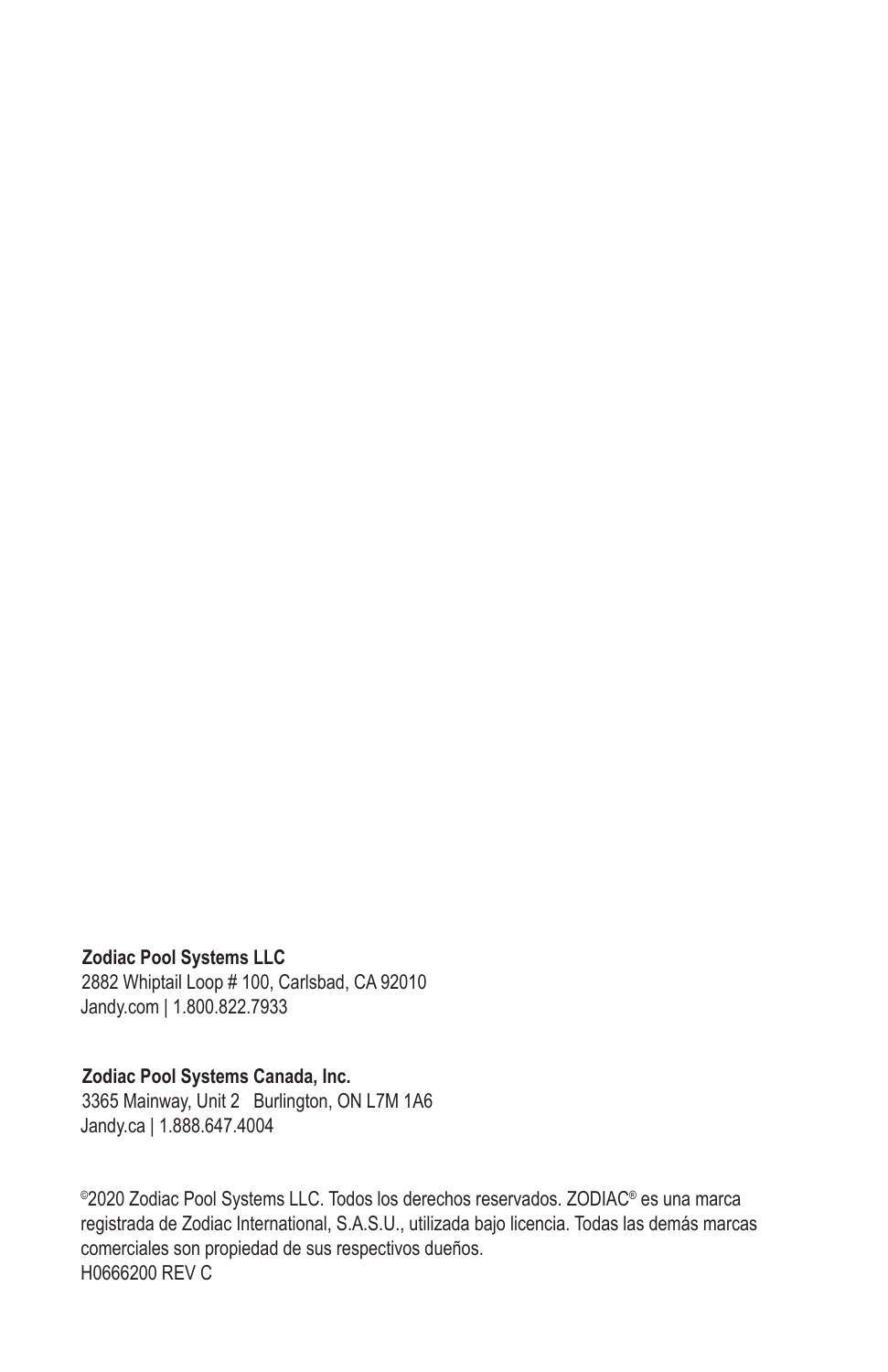**Zodiac Pool Systems LLC**
2882 Whiptail Loop # 100, Carlsbad, CA 92010
Jandy.com | 1.800.822.7933

**Zodiac Pool Systems Canada, Inc.**
3365 Mainway, Unit 2   Burlington, ON L7M 1A6
Jandy.ca | 1.888.647.4004

©2020 Zodiac Pool Systems LLC. Todos los derechos reservados. ZODIAC® es una marca registrada de Zodiac International, S.A.S.U., utilizada bajo licencia. Todas las demás marcas comerciales son propiedad de sus respectivos dueños.
H0666200 REV C